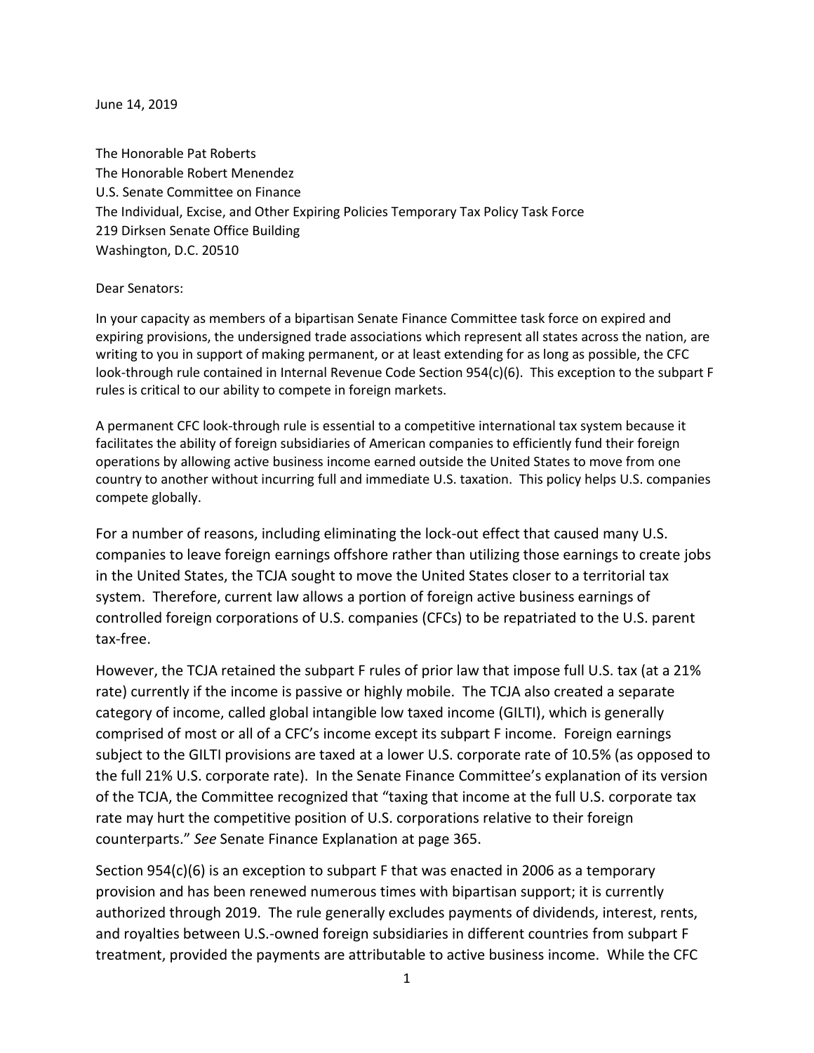June 14, 2019

The Honorable Pat Roberts
The Honorable Robert Menendez
U.S. Senate Committee on Finance
The Individual, Excise, and Other Expiring Policies Temporary Tax Policy Task Force
219 Dirksen Senate Office Building
Washington, D.C. 20510

Dear Senators:

In your capacity as members of a bipartisan Senate Finance Committee task force on expired and expiring provisions, the undersigned trade associations which represent all states across the nation, are writing to you in support of making permanent, or at least extending for as long as possible, the CFC look-through rule contained in Internal Revenue Code Section 954(c)(6). This exception to the subpart F rules is critical to our ability to compete in foreign markets.

A permanent CFC look-through rule is essential to a competitive international tax system because it facilitates the ability of foreign subsidiaries of American companies to efficiently fund their foreign operations by allowing active business income earned outside the United States to move from one country to another without incurring full and immediate U.S. taxation. This policy helps U.S. companies compete globally.

For a number of reasons, including eliminating the lock-out effect that caused many U.S. companies to leave foreign earnings offshore rather than utilizing those earnings to create jobs in the United States, the TCJA sought to move the United States closer to a territorial tax system. Therefore, current law allows a portion of foreign active business earnings of controlled foreign corporations of U.S. companies (CFCs) to be repatriated to the U.S. parent tax-free.

However, the TCJA retained the subpart F rules of prior law that impose full U.S. tax (at a 21% rate) currently if the income is passive or highly mobile. The TCJA also created a separate category of income, called global intangible low taxed income (GILTI), which is generally comprised of most or all of a CFC's income except its subpart F income. Foreign earnings subject to the GILTI provisions are taxed at a lower U.S. corporate rate of 10.5% (as opposed to the full 21% U.S. corporate rate). In the Senate Finance Committee's explanation of its version of the TCJA, the Committee recognized that "taxing that income at the full U.S. corporate tax rate may hurt the competitive position of U.S. corporations relative to their foreign counterparts." *See* Senate Finance Explanation at page 365.

Section 954(c)(6) is an exception to subpart F that was enacted in 2006 as a temporary provision and has been renewed numerous times with bipartisan support; it is currently authorized through 2019. The rule generally excludes payments of dividends, interest, rents, and royalties between U.S.-owned foreign subsidiaries in different countries from subpart F treatment, provided the payments are attributable to active business income. While the CFC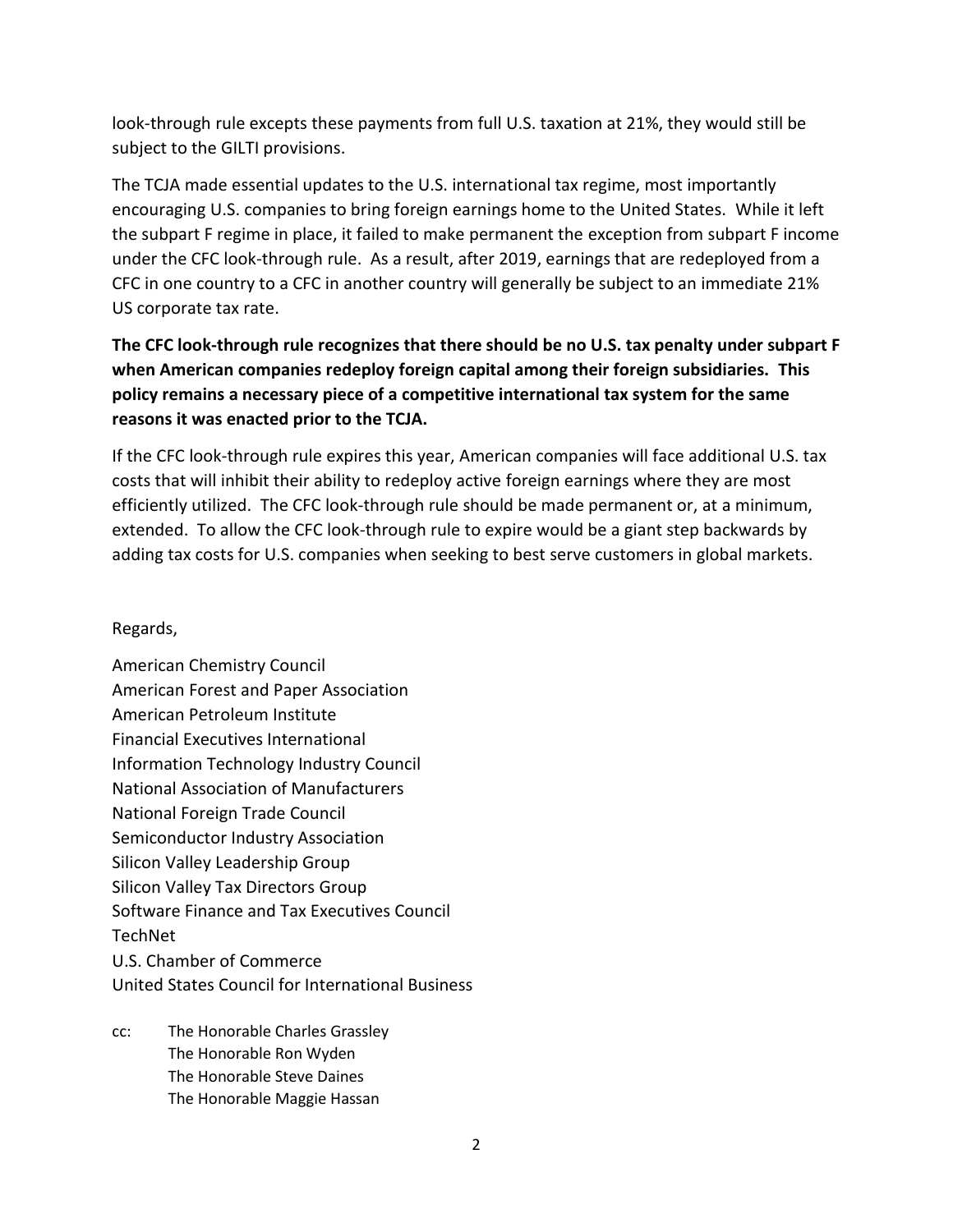look-through rule excepts these payments from full U.S. taxation at 21%, they would still be subject to the GILTI provisions.

The TCJA made essential updates to the U.S. international tax regime, most importantly encouraging U.S. companies to bring foreign earnings home to the United States. While it left the subpart F regime in place, it failed to make permanent the exception from subpart F income under the CFC look-through rule. As a result, after 2019, earnings that are redeployed from a CFC in one country to a CFC in another country will generally be subject to an immediate 21% US corporate tax rate.

**The CFC look-through rule recognizes that there should be no U.S. tax penalty under subpart F when American companies redeploy foreign capital among their foreign subsidiaries. This policy remains a necessary piece of a competitive international tax system for the same reasons it was enacted prior to the TCJA.**

If the CFC look-through rule expires this year, American companies will face additional U.S. tax costs that will inhibit their ability to redeploy active foreign earnings where they are most efficiently utilized. The CFC look-through rule should be made permanent or, at a minimum, extended. To allow the CFC look-through rule to expire would be a giant step backwards by adding tax costs for U.S. companies when seeking to best serve customers in global markets.

Regards,

American Chemistry Council
American Forest and Paper Association
American Petroleum Institute
Financial Executives International
Information Technology Industry Council
National Association of Manufacturers
National Foreign Trade Council
Semiconductor Industry Association
Silicon Valley Leadership Group
Silicon Valley Tax Directors Group
Software Finance and Tax Executives Council
TechNet
U.S. Chamber of Commerce
United States Council for International Business

cc: The Honorable Charles Grassley
The Honorable Ron Wyden
The Honorable Steve Daines
The Honorable Maggie Hassan